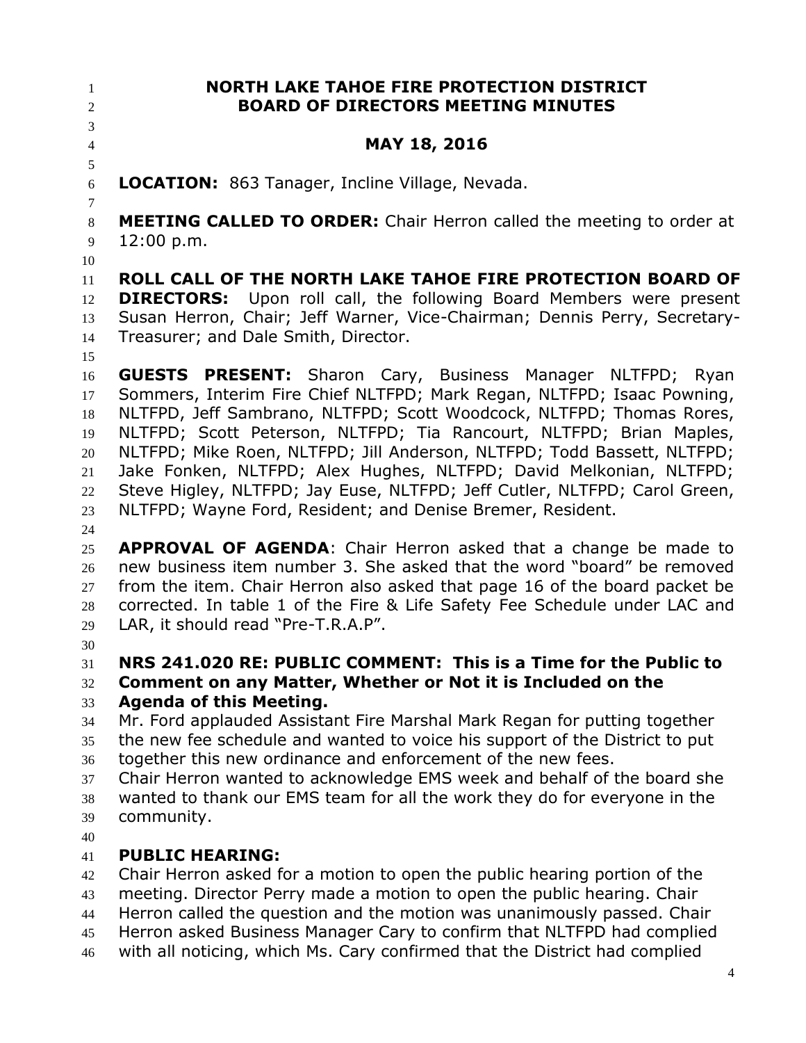# NORTH LAKE TAHOE FIRE PROTECTION DISTRICT
# BOARD OF DIRECTORS MEETING MINUTES

## MAY 18, 2016

**LOCATION:** 863 Tanager, Incline Village, Nevada.

**MEETING CALLED TO ORDER:** Chair Herron called the meeting to order at 12:00 p.m.

**ROLL CALL OF THE NORTH LAKE TAHOE FIRE PROTECTION BOARD OF DIRECTORS:** Upon roll call, the following Board Members were present Susan Herron, Chair; Jeff Warner, Vice-Chairman; Dennis Perry, Secretary-Treasurer; and Dale Smith, Director.

**GUESTS PRESENT:** Sharon Cary, Business Manager NLTFPD; Ryan Sommers, Interim Fire Chief NLTFPD; Mark Regan, NLTFPD; Isaac Powning, NLTFPD, Jeff Sambrano, NLTFPD; Scott Woodcock, NLTFPD; Thomas Rores, NLTFPD; Scott Peterson, NLTFPD; Tia Rancourt, NLTFPD; Brian Maples, NLTFPD; Mike Roen, NLTFPD; Jill Anderson, NLTFPD; Todd Bassett, NLTFPD; Jake Fonken, NLTFPD; Alex Hughes, NLTFPD; David Melkonian, NLTFPD; Steve Higley, NLTFPD; Jay Euse, NLTFPD; Jeff Cutler, NLTFPD; Carol Green, NLTFPD; Wayne Ford, Resident; and Denise Bremer, Resident.

**APPROVAL OF AGENDA**: Chair Herron asked that a change be made to new business item number 3. She asked that the word "board" be removed from the item. Chair Herron also asked that page 16 of the board packet be corrected. In table 1 of the Fire & Life Safety Fee Schedule under LAC and LAR, it should read "Pre-T.R.A.P".

**NRS 241.020 RE: PUBLIC COMMENT: This is a Time for the Public to Comment on any Matter, Whether or Not it is Included on the Agenda of this Meeting.**

Mr. Ford applauded Assistant Fire Marshal Mark Regan for putting together the new fee schedule and wanted to voice his support of the District to put together this new ordinance and enforcement of the new fees.

Chair Herron wanted to acknowledge EMS week and behalf of the board she wanted to thank our EMS team for all the work they do for everyone in the community.

**PUBLIC HEARING:**

Chair Herron asked for a motion to open the public hearing portion of the meeting. Director Perry made a motion to open the public hearing. Chair Herron called the question and the motion was unanimously passed. Chair Herron asked Business Manager Cary to confirm that NLTFPD had complied with all noticing, which Ms. Cary confirmed that the District had complied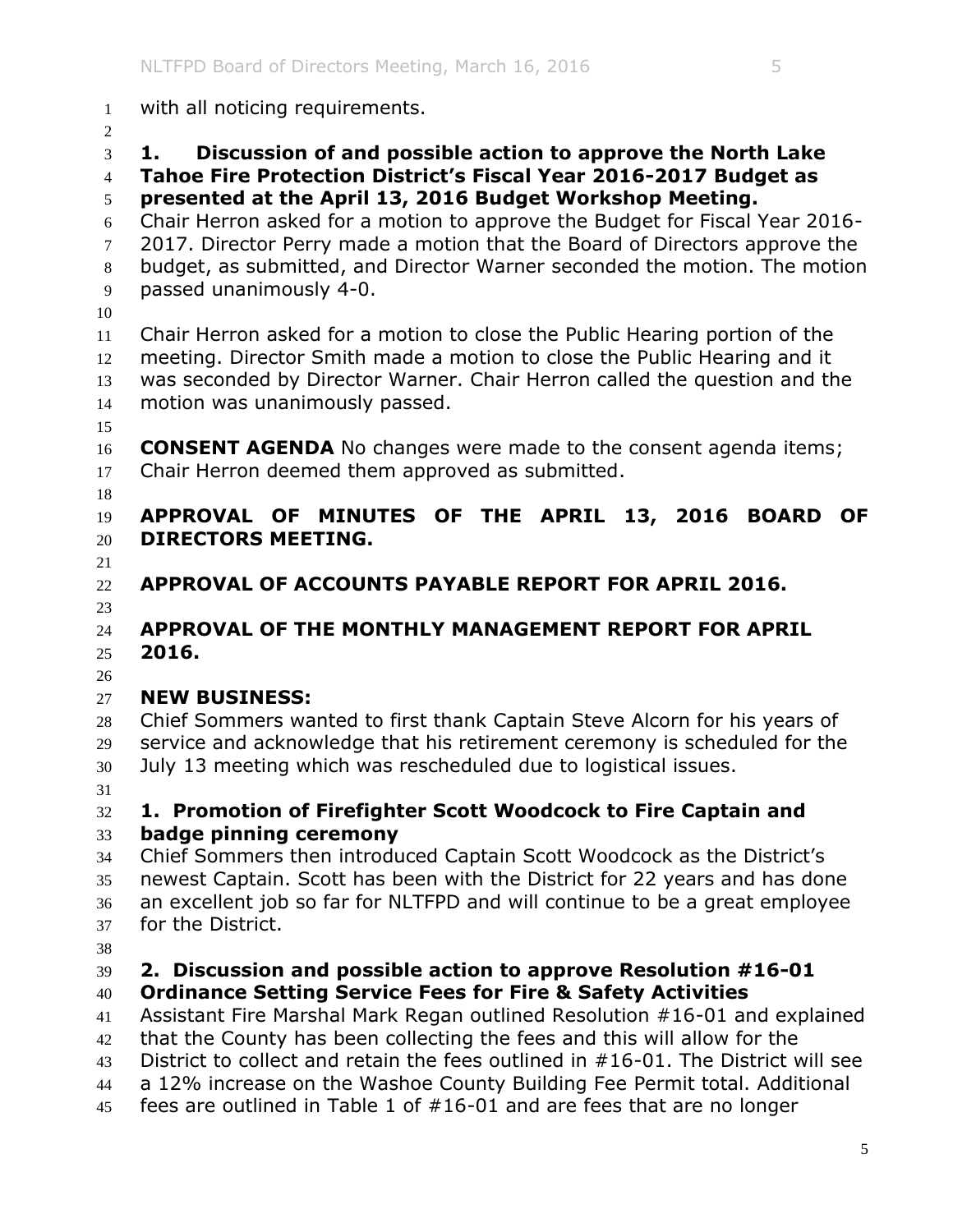with all noticing requirements.

**1. Discussion of and possible action to approve the North Lake Tahoe Fire Protection District's Fiscal Year 2016-2017 Budget as presented at the April 13, 2016 Budget Workshop Meeting.**

Chair Herron asked for a motion to approve the Budget for Fiscal Year 2016-2017. Director Perry made a motion that the Board of Directors approve the budget, as submitted, and Director Warner seconded the motion. The motion passed unanimously 4-0.

Chair Herron asked for a motion to close the Public Hearing portion of the meeting. Director Smith made a motion to close the Public Hearing and it was seconded by Director Warner. Chair Herron called the question and the motion was unanimously passed.

**CONSENT AGENDA** No changes were made to the consent agenda items; Chair Herron deemed them approved as submitted.

**APPROVAL OF MINUTES OF THE APRIL 13, 2016 BOARD OF DIRECTORS MEETING.**

**APPROVAL OF ACCOUNTS PAYABLE REPORT FOR APRIL 2016.**

**APPROVAL OF THE MONTHLY MANAGEMENT REPORT FOR APRIL 2016.**

**NEW BUSINESS:**

Chief Sommers wanted to first thank Captain Steve Alcorn for his years of service and acknowledge that his retirement ceremony is scheduled for the July 13 meeting which was rescheduled due to logistical issues.

**1. Promotion of Firefighter Scott Woodcock to Fire Captain and badge pinning ceremony**

Chief Sommers then introduced Captain Scott Woodcock as the District's newest Captain. Scott has been with the District for 22 years and has done an excellent job so far for NLTFPD and will continue to be a great employee for the District.

**2. Discussion and possible action to approve Resolution #16-01 Ordinance Setting Service Fees for Fire & Safety Activities**

Assistant Fire Marshal Mark Regan outlined Resolution #16-01 and explained that the County has been collecting the fees and this will allow for the District to collect and retain the fees outlined in #16-01. The District will see a 12% increase on the Washoe County Building Fee Permit total. Additional fees are outlined in Table 1 of #16-01 and are fees that are no longer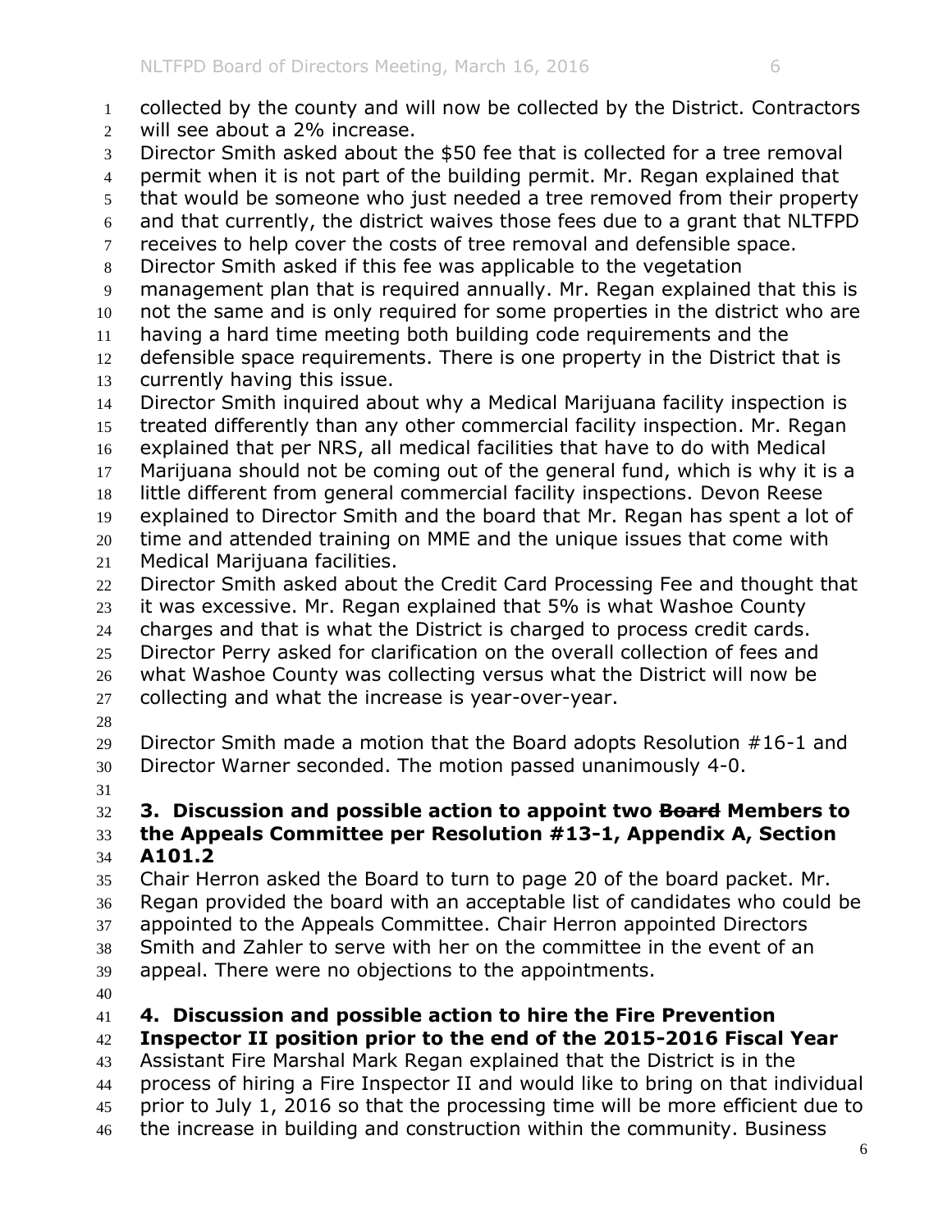collected by the county and will now be collected by the District. Contractors will see about a 2% increase.

Director Smith asked about the $50 fee that is collected for a tree removal permit when it is not part of the building permit. Mr. Regan explained that that would be someone who just needed a tree removed from their property and that currently, the district waives those fees due to a grant that NLTFPD receives to help cover the costs of tree removal and defensible space.

Director Smith asked if this fee was applicable to the vegetation management plan that is required annually. Mr. Regan explained that this is not the same and is only required for some properties in the district who are having a hard time meeting both building code requirements and the defensible space requirements. There is one property in the District that is currently having this issue.

Director Smith inquired about why a Medical Marijuana facility inspection is treated differently than any other commercial facility inspection. Mr. Regan explained that per NRS, all medical facilities that have to do with Medical Marijuana should not be coming out of the general fund, which is why it is a little different from general commercial facility inspections. Devon Reese explained to Director Smith and the board that Mr. Regan has spent a lot of time and attended training on MME and the unique issues that come with Medical Marijuana facilities.

Director Smith asked about the Credit Card Processing Fee and thought that it was excessive. Mr. Regan explained that 5% is what Washoe County charges and that is what the District is charged to process credit cards.

Director Perry asked for clarification on the overall collection of fees and what Washoe County was collecting versus what the District will now be collecting and what the increase is year-over-year.

Director Smith made a motion that the Board adopts Resolution #16-1 and Director Warner seconded. The motion passed unanimously 4-0.

**3. Discussion and possible action to appoint two ~~Board~~ Members to the Appeals Committee per Resolution #13-1, Appendix A, Section A101.2**

Chair Herron asked the Board to turn to page 20 of the board packet. Mr. Regan provided the board with an acceptable list of candidates who could be appointed to the Appeals Committee. Chair Herron appointed Directors Smith and Zahler to serve with her on the committee in the event of an appeal. There were no objections to the appointments.

**4. Discussion and possible action to hire the Fire Prevention Inspector II position prior to the end of the 2015-2016 Fiscal Year**

Assistant Fire Marshal Mark Regan explained that the District is in the process of hiring a Fire Inspector II and would like to bring on that individual prior to July 1, 2016 so that the processing time will be more efficient due to the increase in building and construction within the community. Business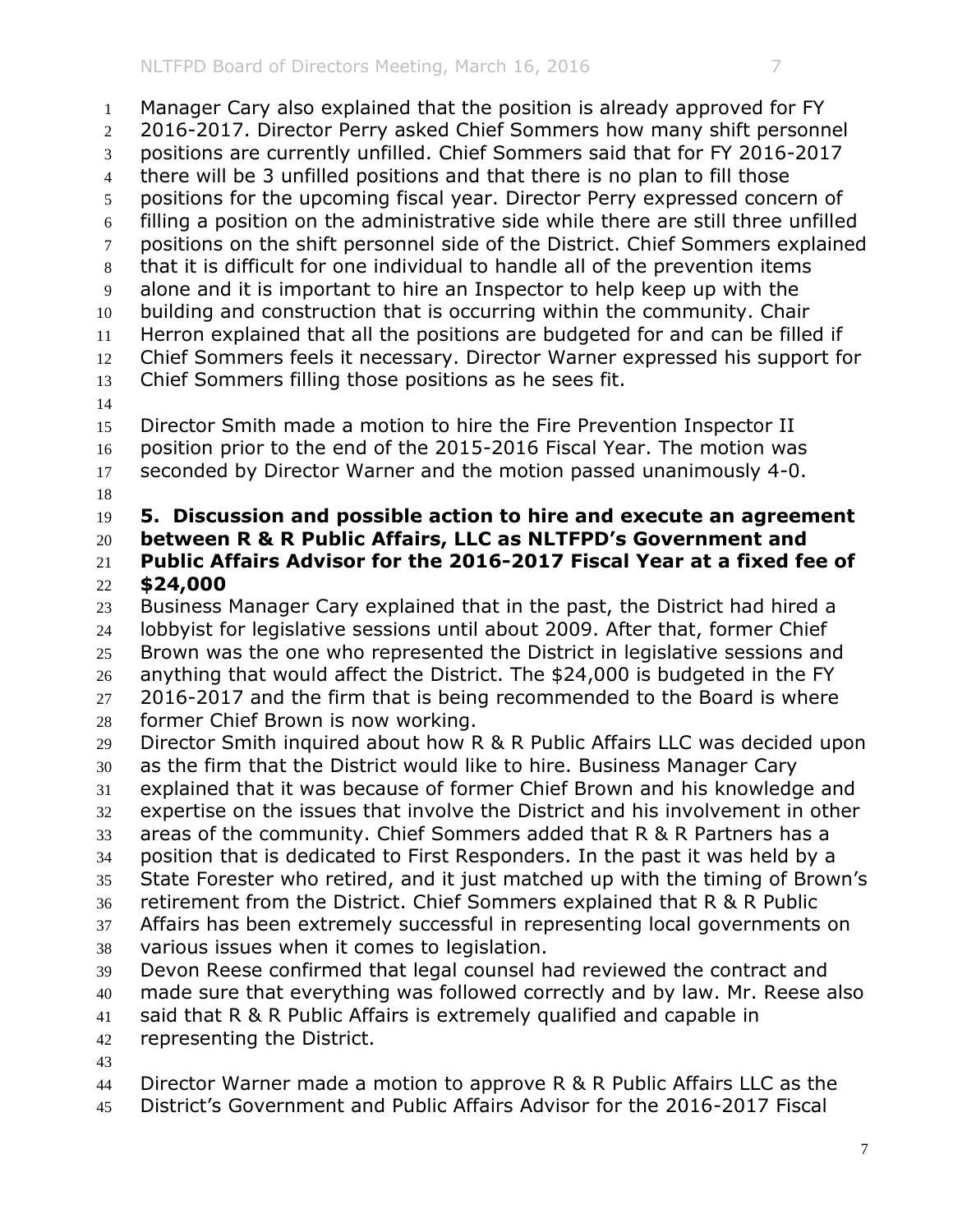Manager Cary also explained that the position is already approved for FY 2016-2017. Director Perry asked Chief Sommers how many shift personnel positions are currently unfilled. Chief Sommers said that for FY 2016-2017 there will be 3 unfilled positions and that there is no plan to fill those positions for the upcoming fiscal year. Director Perry expressed concern of filling a position on the administrative side while there are still three unfilled positions on the shift personnel side of the District. Chief Sommers explained that it is difficult for one individual to handle all of the prevention items alone and it is important to hire an Inspector to help keep up with the building and construction that is occurring within the community. Chair Herron explained that all the positions are budgeted for and can be filled if Chief Sommers feels it necessary. Director Warner expressed his support for Chief Sommers filling those positions as he sees fit.

Director Smith made a motion to hire the Fire Prevention Inspector II position prior to the end of the 2015-2016 Fiscal Year. The motion was seconded by Director Warner and the motion passed unanimously 4-0.

**5. Discussion and possible action to hire and execute an agreement between R & R Public Affairs, LLC as NLTFPD's Government and Public Affairs Advisor for the 2016-2017 Fiscal Year at a fixed fee of $24,000**

Business Manager Cary explained that in the past, the District had hired a lobbyist for legislative sessions until about 2009. After that, former Chief Brown was the one who represented the District in legislative sessions and anything that would affect the District. The $24,000 is budgeted in the FY 2016-2017 and the firm that is being recommended to the Board is where former Chief Brown is now working.

Director Smith inquired about how R & R Public Affairs LLC was decided upon as the firm that the District would like to hire. Business Manager Cary explained that it was because of former Chief Brown and his knowledge and expertise on the issues that involve the District and his involvement in other areas of the community. Chief Sommers added that R & R Partners has a position that is dedicated to First Responders. In the past it was held by a State Forester who retired, and it just matched up with the timing of Brown's retirement from the District. Chief Sommers explained that R & R Public Affairs has been extremely successful in representing local governments on various issues when it comes to legislation.

Devon Reese confirmed that legal counsel had reviewed the contract and made sure that everything was followed correctly and by law. Mr. Reese also said that R & R Public Affairs is extremely qualified and capable in representing the District.

Director Warner made a motion to approve R & R Public Affairs LLC as the District's Government and Public Affairs Advisor for the 2016-2017 Fiscal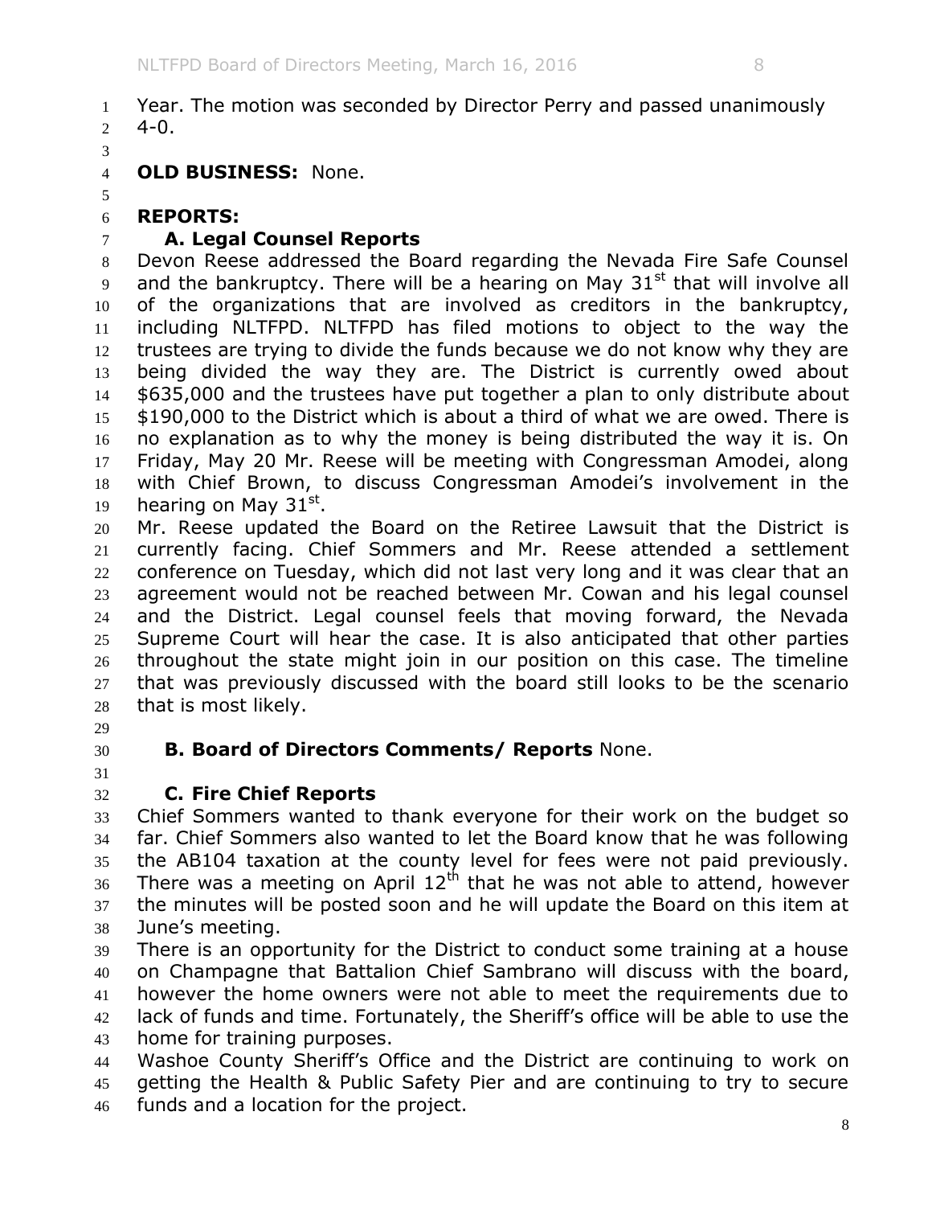Year. The motion was seconded by Director Perry and passed unanimously 4-0.

**OLD BUSINESS:** None.

## REPORTS:

### A. Legal Counsel Reports

Devon Reese addressed the Board regarding the Nevada Fire Safe Counsel and the bankruptcy. There will be a hearing on May 31st that will involve all of the organizations that are involved as creditors in the bankruptcy, including NLTFPD. NLTFPD has filed motions to object to the way the trustees are trying to divide the funds because we do not know why they are being divided the way they are. The District is currently owed about $635,000 and the trustees have put together a plan to only distribute about $190,000 to the District which is about a third of what we are owed. There is no explanation as to why the money is being distributed the way it is. On Friday, May 20 Mr. Reese will be meeting with Congressman Amodei, along with Chief Brown, to discuss Congressman Amodei's involvement in the hearing on May 31st.

Mr. Reese updated the Board on the Retiree Lawsuit that the District is currently facing. Chief Sommers and Mr. Reese attended a settlement conference on Tuesday, which did not last very long and it was clear that an agreement would not be reached between Mr. Cowan and his legal counsel and the District. Legal counsel feels that moving forward, the Nevada Supreme Court will hear the case. It is also anticipated that other parties throughout the state might join in our position on this case. The timeline that was previously discussed with the board still looks to be the scenario that is most likely.

### B. Board of Directors Comments/ Reports None.

### C. Fire Chief Reports

Chief Sommers wanted to thank everyone for their work on the budget so far. Chief Sommers also wanted to let the Board know that he was following the AB104 taxation at the county level for fees were not paid previously. There was a meeting on April 12th that he was not able to attend, however the minutes will be posted soon and he will update the Board on this item at June's meeting.

There is an opportunity for the District to conduct some training at a house on Champagne that Battalion Chief Sambrano will discuss with the board, however the home owners were not able to meet the requirements due to lack of funds and time. Fortunately, the Sheriff's office will be able to use the home for training purposes.

Washoe County Sheriff's Office and the District are continuing to work on getting the Health & Public Safety Pier and are continuing to try to secure funds and a location for the project.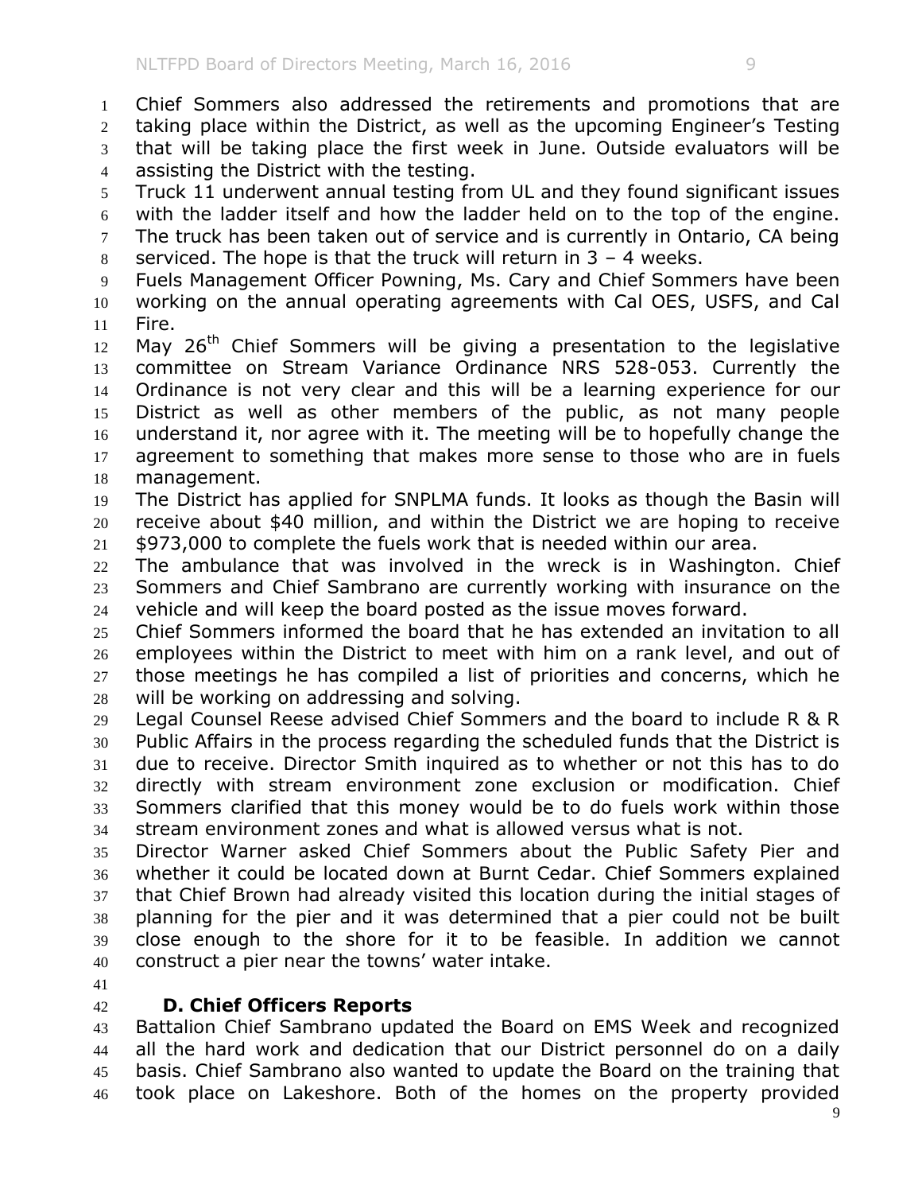Chief Sommers also addressed the retirements and promotions that are taking place within the District, as well as the upcoming Engineer's Testing that will be taking place the first week in June. Outside evaluators will be assisting the District with the testing.

Truck 11 underwent annual testing from UL and they found significant issues with the ladder itself and how the ladder held on to the top of the engine. The truck has been taken out of service and is currently in Ontario, CA being serviced. The hope is that the truck will return in 3 – 4 weeks.

Fuels Management Officer Powning, Ms. Cary and Chief Sommers have been working on the annual operating agreements with Cal OES, USFS, and Cal Fire.

May 26th Chief Sommers will be giving a presentation to the legislative committee on Stream Variance Ordinance NRS 528-053. Currently the Ordinance is not very clear and this will be a learning experience for our District as well as other members of the public, as not many people understand it, nor agree with it. The meeting will be to hopefully change the agreement to something that makes more sense to those who are in fuels management.

The District has applied for SNPLMA funds. It looks as though the Basin will receive about $40 million, and within the District we are hoping to receive $973,000 to complete the fuels work that is needed within our area.

The ambulance that was involved in the wreck is in Washington. Chief Sommers and Chief Sambrano are currently working with insurance on the vehicle and will keep the board posted as the issue moves forward.

Chief Sommers informed the board that he has extended an invitation to all employees within the District to meet with him on a rank level, and out of those meetings he has compiled a list of priorities and concerns, which he will be working on addressing and solving.

Legal Counsel Reese advised Chief Sommers and the board to include R & R Public Affairs in the process regarding the scheduled funds that the District is due to receive. Director Smith inquired as to whether or not this has to do directly with stream environment zone exclusion or modification. Chief Sommers clarified that this money would be to do fuels work within those stream environment zones and what is allowed versus what is not.

Director Warner asked Chief Sommers about the Public Safety Pier and whether it could be located down at Burnt Cedar. Chief Sommers explained that Chief Brown had already visited this location during the initial stages of planning for the pier and it was determined that a pier could not be built close enough to the shore for it to be feasible. In addition we cannot construct a pier near the towns' water intake.

### D. Chief Officers Reports

Battalion Chief Sambrano updated the Board on EMS Week and recognized all the hard work and dedication that our District personnel do on a daily basis. Chief Sambrano also wanted to update the Board on the training that took place on Lakeshore. Both of the homes on the property provided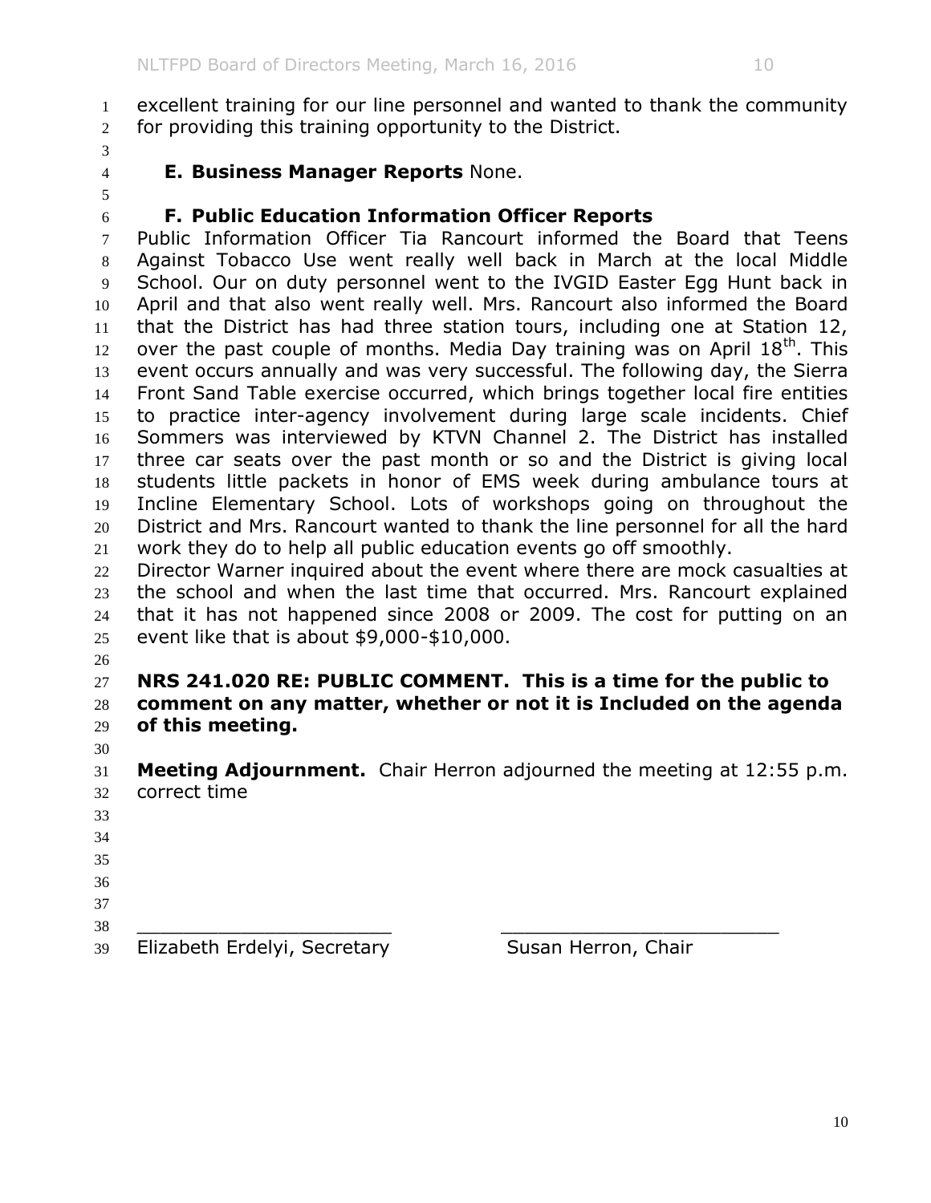excellent training for our line personnel and wanted to thank the community for providing this training opportunity to the District.

### E. Business Manager Reports None.

### F. Public Education Information Officer Reports

Public Information Officer Tia Rancourt informed the Board that Teens Against Tobacco Use went really well back in March at the local Middle School. Our on duty personnel went to the IVGID Easter Egg Hunt back in April and that also went really well. Mrs. Rancourt also informed the Board that the District has had three station tours, including one at Station 12, over the past couple of months. Media Day training was on April 18th. This event occurs annually and was very successful. The following day, the Sierra Front Sand Table exercise occurred, which brings together local fire entities to practice inter-agency involvement during large scale incidents. Chief Sommers was interviewed by KTVN Channel 2. The District has installed three car seats over the past month or so and the District is giving local students little packets in honor of EMS week during ambulance tours at Incline Elementary School. Lots of workshops going on throughout the District and Mrs. Rancourt wanted to thank the line personnel for all the hard work they do to help all public education events go off smoothly.

Director Warner inquired about the event where there are mock casualties at the school and when the last time that occurred. Mrs. Rancourt explained that it has not happened since 2008 or 2009. The cost for putting on an event like that is about $9,000-$10,000.

**NRS 241.020 RE: PUBLIC COMMENT. This is a time for the public to comment on any matter, whether or not it is Included on the agenda of this meeting.**

**Meeting Adjournment.** Chair Herron adjourned the meeting at 12:55 p.m. correct time

\_\_\_\_\_\_\_\_\_\_\_\_\_\_\_\_\_\_\_\_\_\_\_ \_\_\_\_\_\_\_\_\_\_\_\_\_\_\_\_\_\_\_\_\_\_\_\_\_\_

Elizabeth Erdelyi, Secretary Susan Herron, Chair